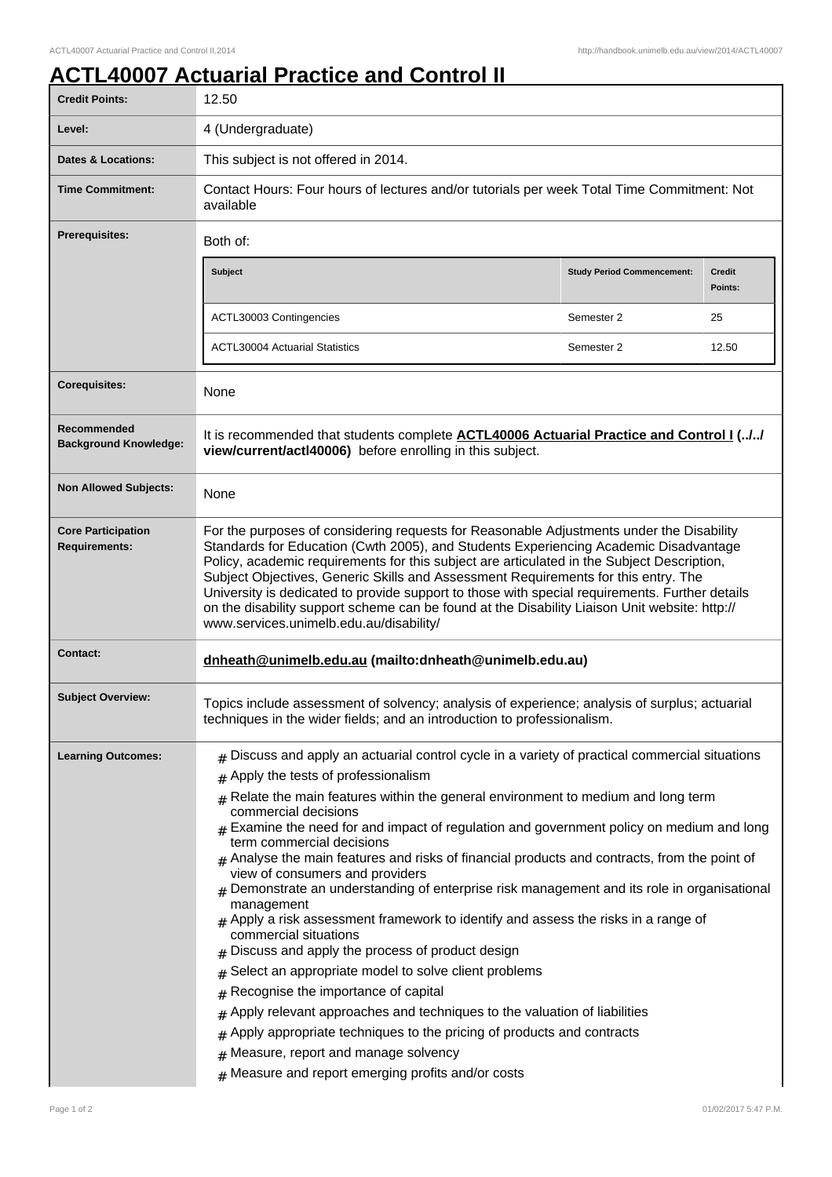# ACTL40007 Actuarial Practice and Control II

| | |
|---|---|
| **Credit Points:** | 12.50 |
| **Level:** | 4 (Undergraduate) |
| **Dates & Locations:** | This subject is not offered in 2014. |
| **Time Commitment:** | Contact Hours: Four hours of lectures and/or tutorials per week Total Time Commitment: Not available |
| **Prerequisites:** | Both of: |

| Subject | Study Period Commencement: | Credit Points: |
|---|---|---|
| ACTL30003 Contingencies | Semester 2 | 25 |
| ACTL30004 Actuarial Statistics | Semester 2 | 12.50 |

| | |
|---|---|
| **Corequisites:** | None |
| **Recommended Background Knowledge:** | It is recommended that students complete **ACTL40006 Actuarial Practice and Control I (../../view/current/actl40006)** before enrolling in this subject. |
| **Non Allowed Subjects:** | None |
| **Core Participation Requirements:** | For the purposes of considering requests for Reasonable Adjustments under the Disability Standards for Education (Cwth 2005), and Students Experiencing Academic Disadvantage Policy, academic requirements for this subject are articulated in the Subject Description, Subject Objectives, Generic Skills and Assessment Requirements for this entry. The University is dedicated to provide support to those with special requirements. Further details on the disability support scheme can be found at the Disability Liaison Unit website: http://www.services.unimelb.edu.au/disability/ |
| **Contact:** | **dnheath@unimelb.edu.au (mailto:dnheath@unimelb.edu.au)** |
| **Subject Overview:** | Topics include assessment of solvency; analysis of experience; analysis of surplus; actuarial techniques in the wider fields; and an introduction to professionalism. |

**Learning Outcomes:**

- Discuss and apply an actuarial control cycle in a variety of practical commercial situations
- Apply the tests of professionalism
- Relate the main features within the general environment to medium and long term commercial decisions
- Examine the need for and impact of regulation and government policy on medium and long term commercial decisions
- Analyse the main features and risks of financial products and contracts, from the point of view of consumers and providers
- Demonstrate an understanding of enterprise risk management and its role in organisational management
- Apply a risk assessment framework to identify and assess the risks in a range of commercial situations
- Discuss and apply the process of product design
- Select an appropriate model to solve client problems
- Recognise the importance of capital
- Apply relevant approaches and techniques to the valuation of liabilities
- Apply appropriate techniques to the pricing of products and contracts
- Measure, report and manage solvency
- Measure and report emerging profits and/or costs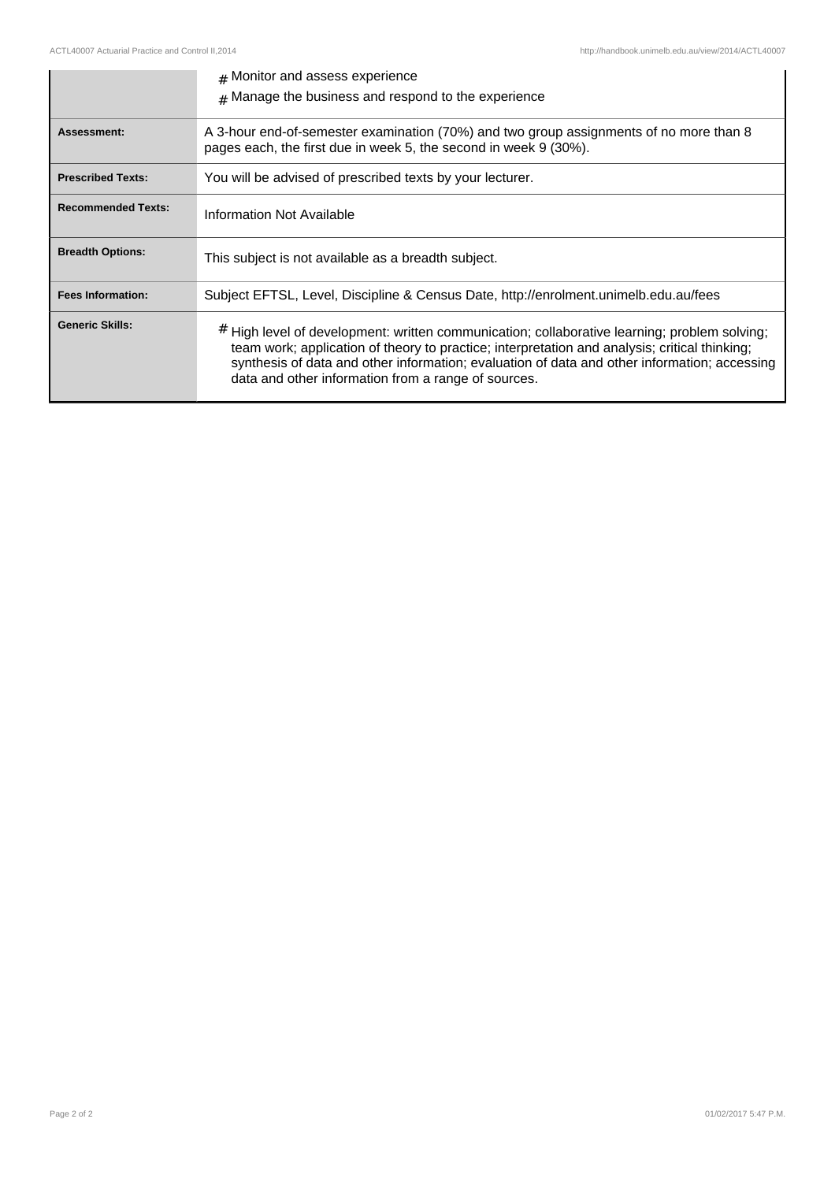| | |
|---|---|
| | # Monitor and assess experience<br># Manage the business and respond to the experience |
| **Assessment:** | A 3-hour end-of-semester examination (70%) and two group assignments of no more than 8 pages each, the first due in week 5, the second in week 9 (30%). |
| **Prescribed Texts:** | You will be advised of prescribed texts by your lecturer. |
| **Recommended Texts:** | Information Not Available |
| **Breadth Options:** | This subject is not available as a breadth subject. |
| **Fees Information:** | Subject EFTSL, Level, Discipline & Census Date, http://enrolment.unimelb.edu.au/fees |
| **Generic Skills:** | # High level of development: written communication; collaborative learning; problem solving; team work; application of theory to practice; interpretation and analysis; critical thinking; synthesis of data and other information; evaluation of data and other information; accessing data and other information from a range of sources. |